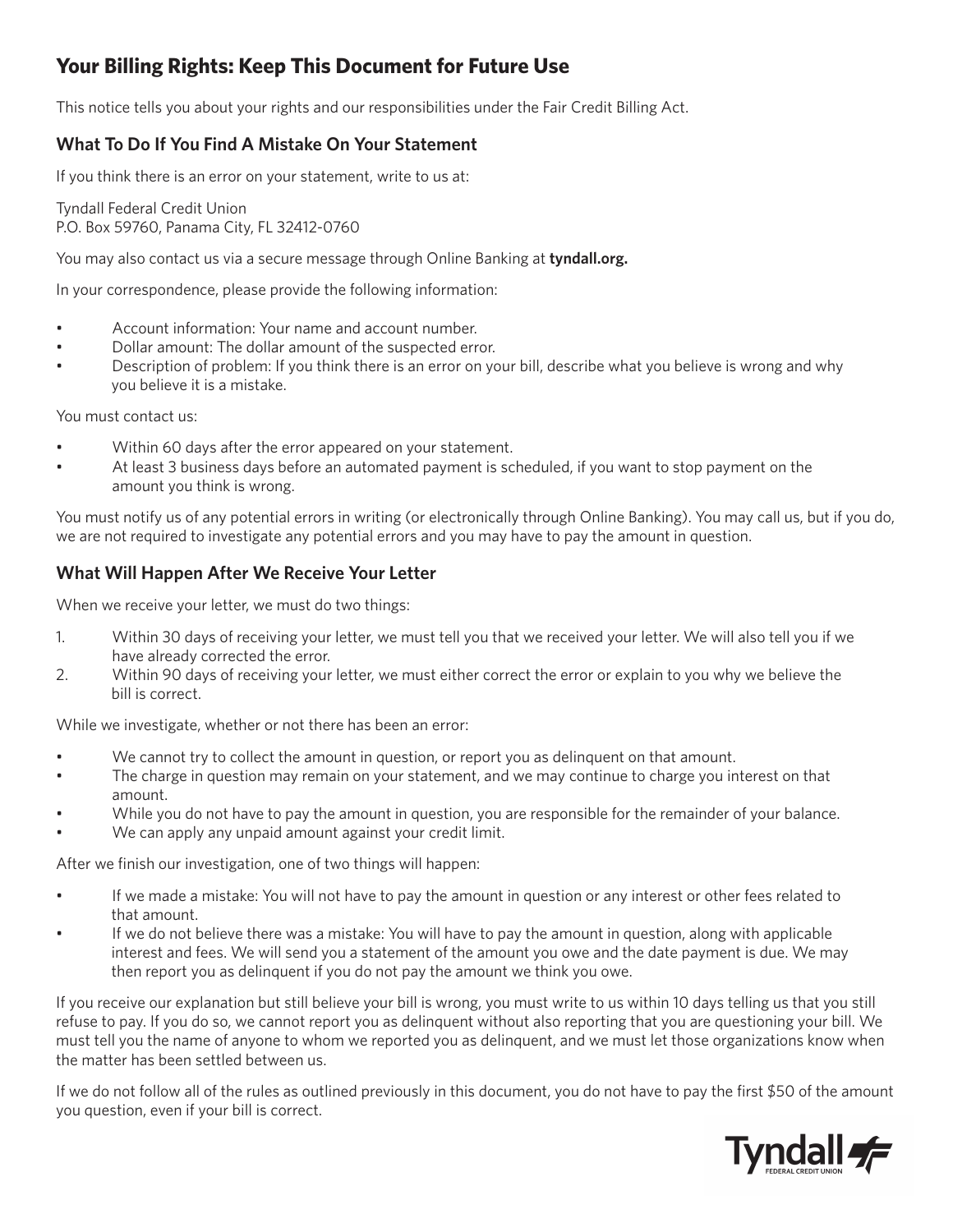# Your Billing Rights: Keep This Document for Future Use

This notice tells you about your rights and our responsibilities under the Fair Credit Billing Act.

## What To Do If You Find A Mistake On Your Statement

If you think there is an error on your statement, write to us at:

Tyndall Federal Credit Union
P.O. Box 59760, Panama City, FL 32412-0760

You may also contact us via a secure message through Online Banking at **tyndall.org.**

In your correspondence, please provide the following information:

- Account information: Your name and account number.
- Dollar amount: The dollar amount of the suspected error.
- Description of problem: If you think there is an error on your bill, describe what you believe is wrong and why you believe it is a mistake.

You must contact us:

- Within 60 days after the error appeared on your statement.
- At least 3 business days before an automated payment is scheduled, if you want to stop payment on the amount you think is wrong.

You must notify us of any potential errors in writing (or electronically through Online Banking). You may call us, but if you do, we are not required to investigate any potential errors and you may have to pay the amount in question.

## What Will Happen After We Receive Your Letter

When we receive your letter, we must do two things:

1. Within 30 days of receiving your letter, we must tell you that we received your letter. We will also tell you if we have already corrected the error.
2. Within 90 days of receiving your letter, we must either correct the error or explain to you why we believe the bill is correct.

While we investigate, whether or not there has been an error:

- We cannot try to collect the amount in question, or report you as delinquent on that amount.
- The charge in question may remain on your statement, and we may continue to charge you interest on that amount.
- While you do not have to pay the amount in question, you are responsible for the remainder of your balance.
- We can apply any unpaid amount against your credit limit.

After we finish our investigation, one of two things will happen:

- If we made a mistake: You will not have to pay the amount in question or any interest or other fees related to that amount.
- If we do not believe there was a mistake: You will have to pay the amount in question, along with applicable interest and fees. We will send you a statement of the amount you owe and the date payment is due. We may then report you as delinquent if you do not pay the amount we think you owe.

If you receive our explanation but still believe your bill is wrong, you must write to us within 10 days telling us that you still refuse to pay. If you do so, we cannot report you as delinquent without also reporting that you are questioning your bill. We must tell you the name of anyone to whom we reported you as delinquent, and we must let those organizations know when the matter has been settled between us.

If we do not follow all of the rules as outlined previously in this document, you do not have to pay the first $50 of the amount you question, even if your bill is correct.

Tyndall FEDERAL CREDIT UNION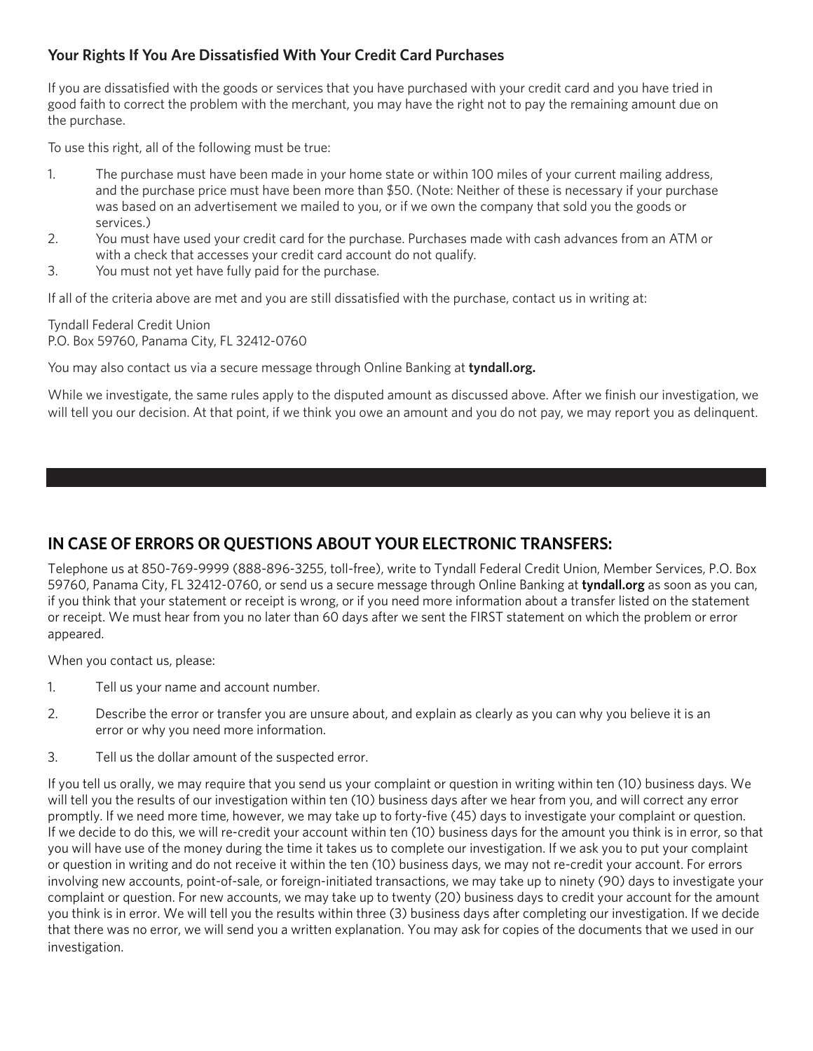### Your Rights If You Are Dissatisfied With Your Credit Card Purchases

If you are dissatisfied with the goods or services that you have purchased with your credit card and you have tried in good faith to correct the problem with the merchant, you may have the right not to pay the remaining amount due on the purchase.

To use this right, all of the following must be true:

1. The purchase must have been made in your home state or within 100 miles of your current mailing address, and the purchase price must have been more than $50. (Note: Neither of these is necessary if your purchase was based on an advertisement we mailed to you, or if we own the company that sold you the goods or services.)
2. You must have used your credit card for the purchase. Purchases made with cash advances from an ATM or with a check that accesses your credit card account do not qualify.
3. You must not yet have fully paid for the purchase.

If all of the criteria above are met and you are still dissatisfied with the purchase, contact us in writing at:

Tyndall Federal Credit Union
P.O. Box 59760, Panama City, FL 32412-0760

You may also contact us via a secure message through Online Banking at **tyndall.org.**

While we investigate, the same rules apply to the disputed amount as discussed above. After we finish our investigation, we will tell you our decision. At that point, if we think you owe an amount and you do not pay, we may report you as delinquent.

## IN CASE OF ERRORS OR QUESTIONS ABOUT YOUR ELECTRONIC TRANSFERS:

Telephone us at 850-769-9999 (888-896-3255, toll-free), write to Tyndall Federal Credit Union, Member Services, P.O. Box 59760, Panama City, FL 32412-0760, or send us a secure message through Online Banking at **tyndall.org** as soon as you can, if you think that your statement or receipt is wrong, or if you need more information about a transfer listed on the statement or receipt. We must hear from you no later than 60 days after we sent the FIRST statement on which the problem or error appeared.

When you contact us, please:

1. Tell us your name and account number.
2. Describe the error or transfer you are unsure about, and explain as clearly as you can why you believe it is an error or why you need more information.
3. Tell us the dollar amount of the suspected error.

If you tell us orally, we may require that you send us your complaint or question in writing within ten (10) business days. We will tell you the results of our investigation within ten (10) business days after we hear from you, and will correct any error promptly. If we need more time, however, we may take up to forty-five (45) days to investigate your complaint or question. If we decide to do this, we will re-credit your account within ten (10) business days for the amount you think is in error, so that you will have use of the money during the time it takes us to complete our investigation. If we ask you to put your complaint or question in writing and do not receive it within the ten (10) business days, we may not re-credit your account. For errors involving new accounts, point-of-sale, or foreign-initiated transactions, we may take up to ninety (90) days to investigate your complaint or question. For new accounts, we may take up to twenty (20) business days to credit your account for the amount you think is in error. We will tell you the results within three (3) business days after completing our investigation. If we decide that there was no error, we will send you a written explanation. You may ask for copies of the documents that we used in our investigation.